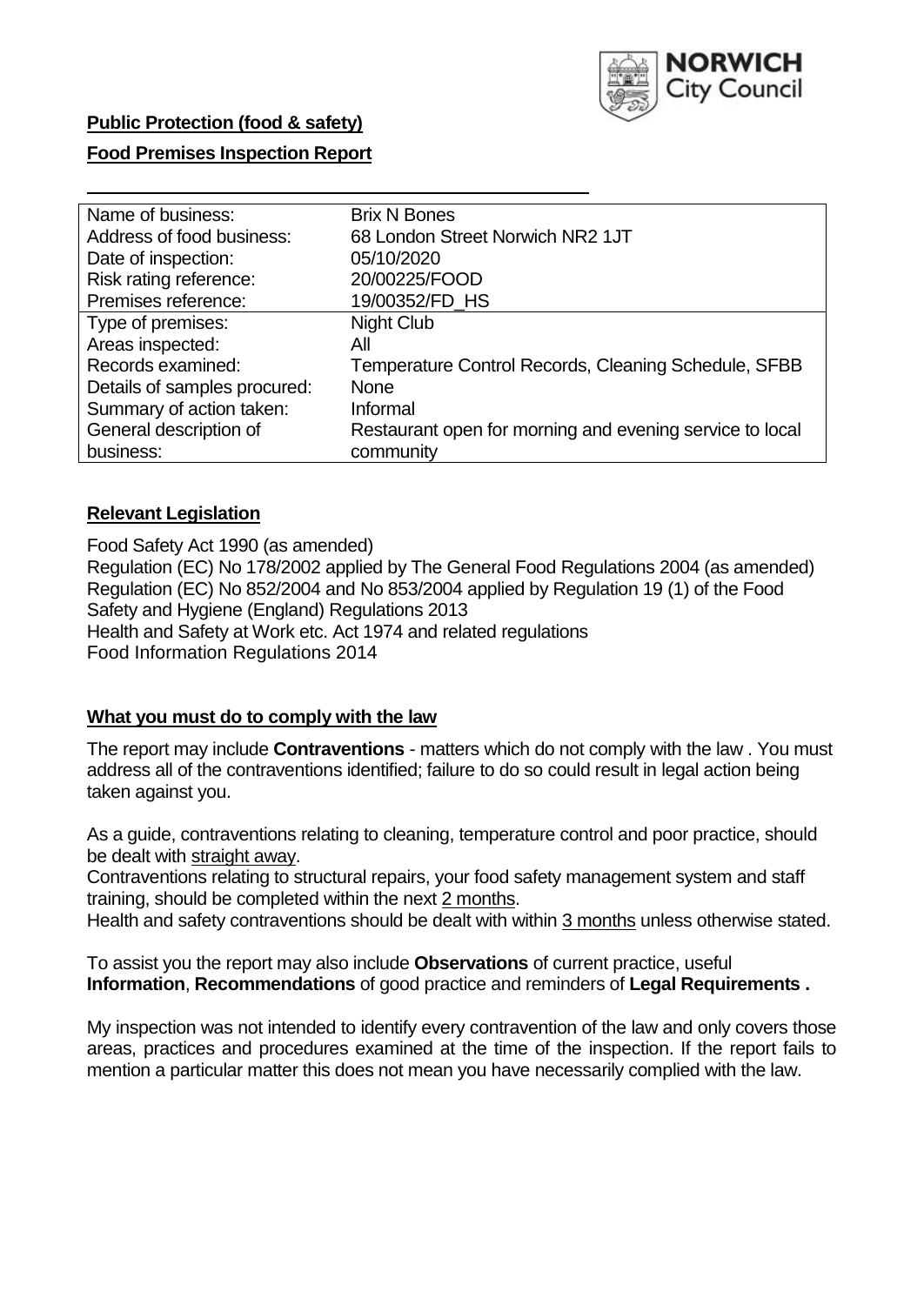**Public Protection (food & safety)**

**Food Premises Inspection Report**

| Name of business: | Brix N Bones |
|---|---|
| Address of food business: | 68 London Street Norwich NR2 1JT |
| Date of inspection: | 05/10/2020 |
| Risk rating reference: | 20/00225/FOOD |
| Premises reference: | 19/00352/FD_HS |
| Type of premises: | Night Club |
| Areas inspected: | All |
| Records examined: | Temperature Control Records, Cleaning Schedule, SFBB |
| Details of samples procured: | None |
| Summary of action taken: | Informal |
| General description of business: | Restaurant open for morning and evening service to local community |

## Relevant Legislation

Food Safety Act 1990 (as amended)
Regulation (EC) No 178/2002 applied by The General Food Regulations 2004 (as amended)
Regulation (EC) No 852/2004 and No 853/2004 applied by Regulation 19 (1) of the Food Safety and Hygiene (England) Regulations 2013
Health and Safety at Work etc. Act 1974 and related regulations
Food Information Regulations 2014

## What you must do to comply with the law

The report may include **Contraventions** - matters which do not comply with the law . You must address all of the contraventions identified; failure to do so could result in legal action being taken against you.

As a guide, contraventions relating to cleaning, temperature control and poor practice, should be dealt with straight away.
Contraventions relating to structural repairs, your food safety management system and staff training, should be completed within the next 2 months.
Health and safety contraventions should be dealt with within 3 months unless otherwise stated.

To assist you the report may also include **Observations** of current practice, useful **Information**, **Recommendations** of good practice and reminders of **Legal Requirements .**

My inspection was not intended to identify every contravention of the law and only covers those areas, practices and procedures examined at the time of the inspection. If the report fails to mention a particular matter this does not mean you have necessarily complied with the law.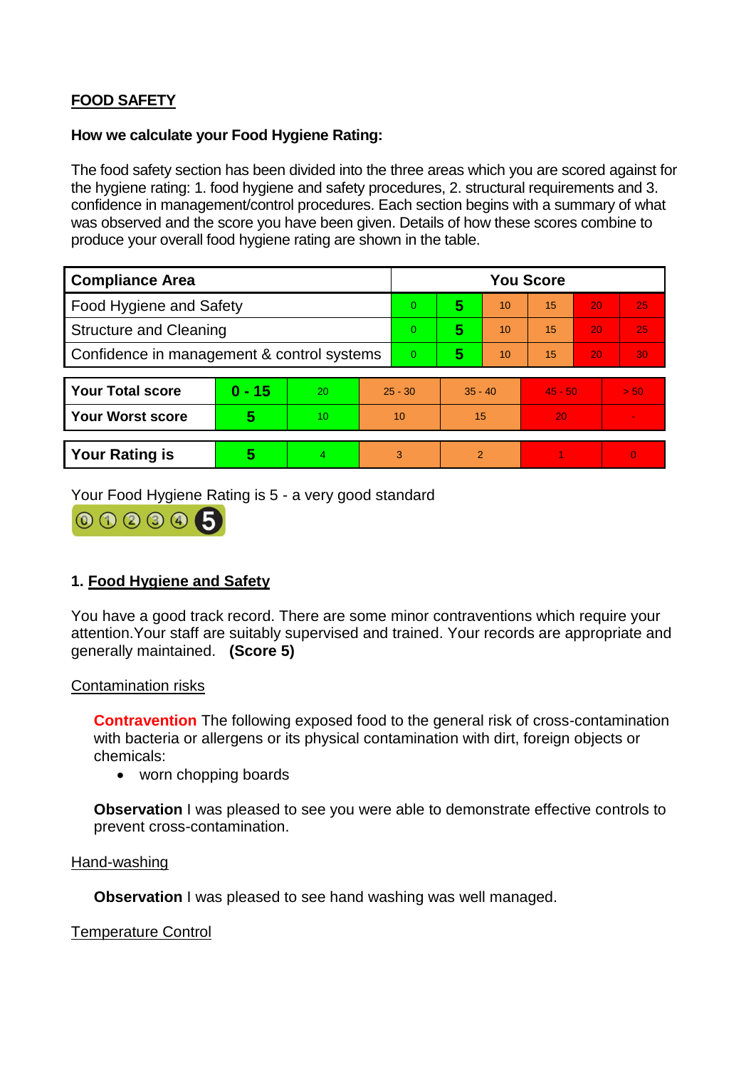**FOOD SAFETY**

**How we calculate your Food Hygiene Rating:**

The food safety section has been divided into the three areas which you are scored against for the hygiene rating: 1. food hygiene and safety procedures, 2. structural requirements and 3. confidence in management/control procedures. Each section begins with a summary of what was observed and the score you have been given. Details of how these scores combine to produce your overall food hygiene rating are shown in the table.

| Compliance Area | You Score | | | | | |
|---|---|---|---|---|---|---|
| Food Hygiene and Safety | 0 | **5** | 10 | 15 | 20 | 25 |
| Structure and Cleaning | 0 | **5** | 10 | 15 | 20 | 25 |
| Confidence in management & control systems | 0 | **5** | 10 | 15 | 20 | 30 |

| | | | | | | |
|---|---|---|---|---|---|---|
| **Your Total score** | **0 - 15** | 20 | 25 - 30 | 35 - 40 | 45 - 50 | > 50 |
| **Your Worst score** | **5** | 10 | 10 | 15 | 20 | - |

| | | | | | | |
|---|---|---|---|---|---|---|
| **Your Rating is** | **5** | 4 | 3 | 2 | 1 | 0 |

Your Food Hygiene Rating is 5 - a very good standard

## 1. Food Hygiene and Safety

You have a good track record. There are some minor contraventions which require your attention. Your staff are suitably supervised and trained. Your records are appropriate and generally maintained. **(Score 5)**

### Contamination risks

**Contravention** The following exposed food to the general risk of cross-contamination with bacteria or allergens or its physical contamination with dirt, foreign objects or chemicals:

- worn chopping boards

**Observation** I was pleased to see you were able to demonstrate effective controls to prevent cross-contamination.

### Hand-washing

**Observation** I was pleased to see hand washing was well managed.

### Temperature Control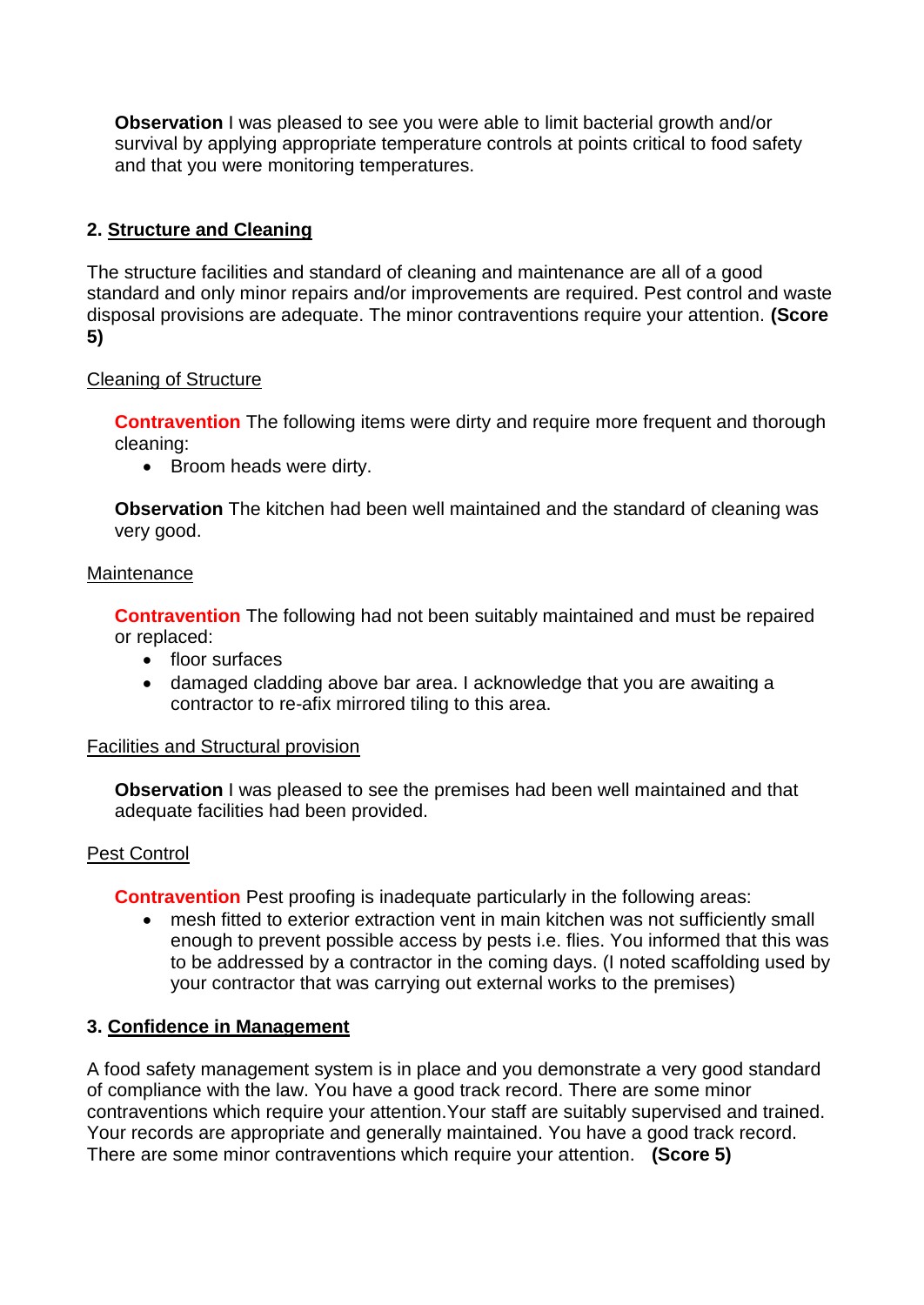**Observation** I was pleased to see you were able to limit bacterial growth and/or survival by applying appropriate temperature controls at points critical to food safety and that you were monitoring temperatures.

## 2. Structure and Cleaning

The structure facilities and standard of cleaning and maintenance are all of a good standard and only minor repairs and/or improvements are required. Pest control and waste disposal provisions are adequate. The minor contraventions require your attention. **(Score 5)**

Cleaning of Structure

**Contravention** The following items were dirty and require more frequent and thorough cleaning:

- Broom heads were dirty.

**Observation** The kitchen had been well maintained and the standard of cleaning was very good.

Maintenance

**Contravention** The following had not been suitably maintained and must be repaired or replaced:

- floor surfaces
- damaged cladding above bar area. I acknowledge that you are awaiting a contractor to re-afix mirrored tiling to this area.

Facilities and Structural provision

**Observation** I was pleased to see the premises had been well maintained and that adequate facilities had been provided.

Pest Control

**Contravention** Pest proofing is inadequate particularly in the following areas:

- mesh fitted to exterior extraction vent in main kitchen was not sufficiently small enough to prevent possible access by pests i.e. flies. You informed that this was to be addressed by a contractor in the coming days. (I noted scaffolding used by your contractor that was carrying out external works to the premises)

## 3. Confidence in Management

A food safety management system is in place and you demonstrate a very good standard of compliance with the law. You have a good track record. There are some minor contraventions which require your attention.Your staff are suitably supervised and trained. Your records are appropriate and generally maintained. You have a good track record. There are some minor contraventions which require your attention. **(Score 5)**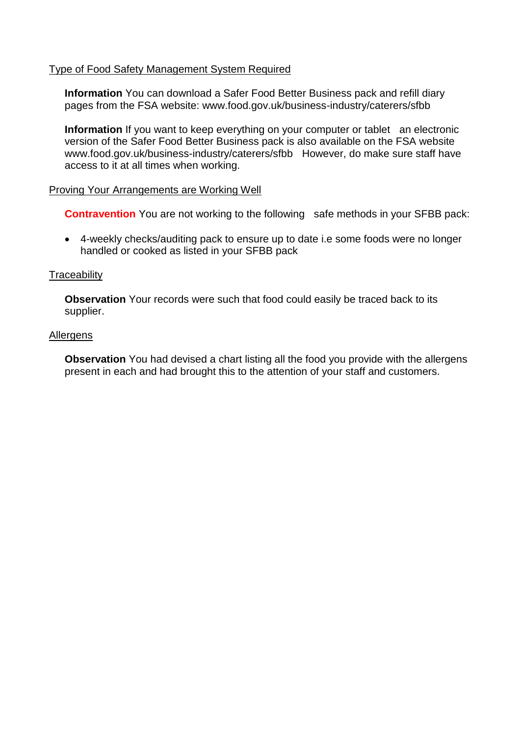Type of Food Safety Management System Required

**Information** You can download a Safer Food Better Business pack and refill diary pages from the FSA website: www.food.gov.uk/business-industry/caterers/sfbb

**Information** If you want to keep everything on your computer or tablet an electronic version of the Safer Food Better Business pack is also available on the FSA website www.food.gov.uk/business-industry/caterers/sfbb However, do make sure staff have access to it at all times when working.

Proving Your Arrangements are Working Well

**Contravention** You are not working to the following safe methods in your SFBB pack:

- 4-weekly checks/auditing pack to ensure up to date i.e some foods were no longer handled or cooked as listed in your SFBB pack

Traceability

**Observation** Your records were such that food could easily be traced back to its supplier.

Allergens

**Observation** You had devised a chart listing all the food you provide with the allergens present in each and had brought this to the attention of your staff and customers.